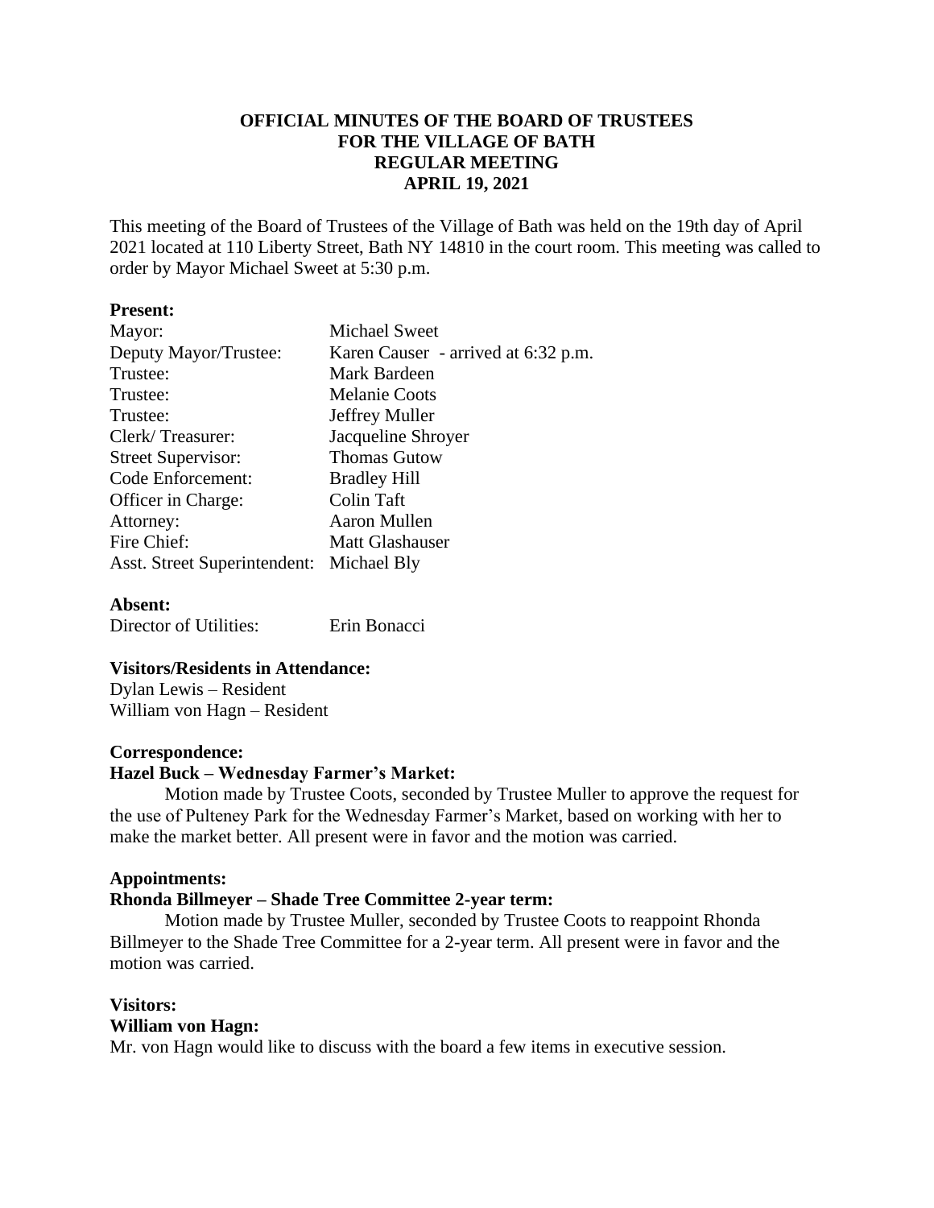# OFFICIAL MINUTES OF THE BOARD OF TRUSTEES FOR THE VILLAGE OF BATH REGULAR MEETING APRIL 19, 2021

This meeting of the Board of Trustees of the Village of Bath was held on the 19th day of April 2021 located at 110 Liberty Street, Bath NY 14810 in the court room. This meeting was called to order by Mayor Michael Sweet at 5:30 p.m.

**Present:**

| | |
|---|---|
| Mayor: | Michael Sweet |
| Deputy Mayor/Trustee: | Karen Causer - arrived at 6:32 p.m. |
| Trustee: | Mark Bardeen |
| Trustee: | Melanie Coots |
| Trustee: | Jeffrey Muller |
| Clerk/ Treasurer: | Jacqueline Shroyer |
| Street Supervisor: | Thomas Gutow |
| Code Enforcement: | Bradley Hill |
| Officer in Charge: | Colin Taft |
| Attorney: | Aaron Mullen |
| Fire Chief: | Matt Glashauser |
| Asst. Street Superintendent: | Michael Bly |

**Absent:**

| | |
|---|---|
| Director of Utilities: | Erin Bonacci |

**Visitors/Residents in Attendance:**

Dylan Lewis – Resident
William von Hagn – Resident

**Correspondence:**

**Hazel Buck – Wednesday Farmer's Market:**

Motion made by Trustee Coots, seconded by Trustee Muller to approve the request for the use of Pulteney Park for the Wednesday Farmer's Market, based on working with her to make the market better. All present were in favor and the motion was carried.

**Appointments:**

**Rhonda Billmeyer – Shade Tree Committee 2-year term:**

Motion made by Trustee Muller, seconded by Trustee Coots to reappoint Rhonda Billmeyer to the Shade Tree Committee for a 2-year term. All present were in favor and the motion was carried.

**Visitors:**

**William von Hagn:**

Mr. von Hagn would like to discuss with the board a few items in executive session.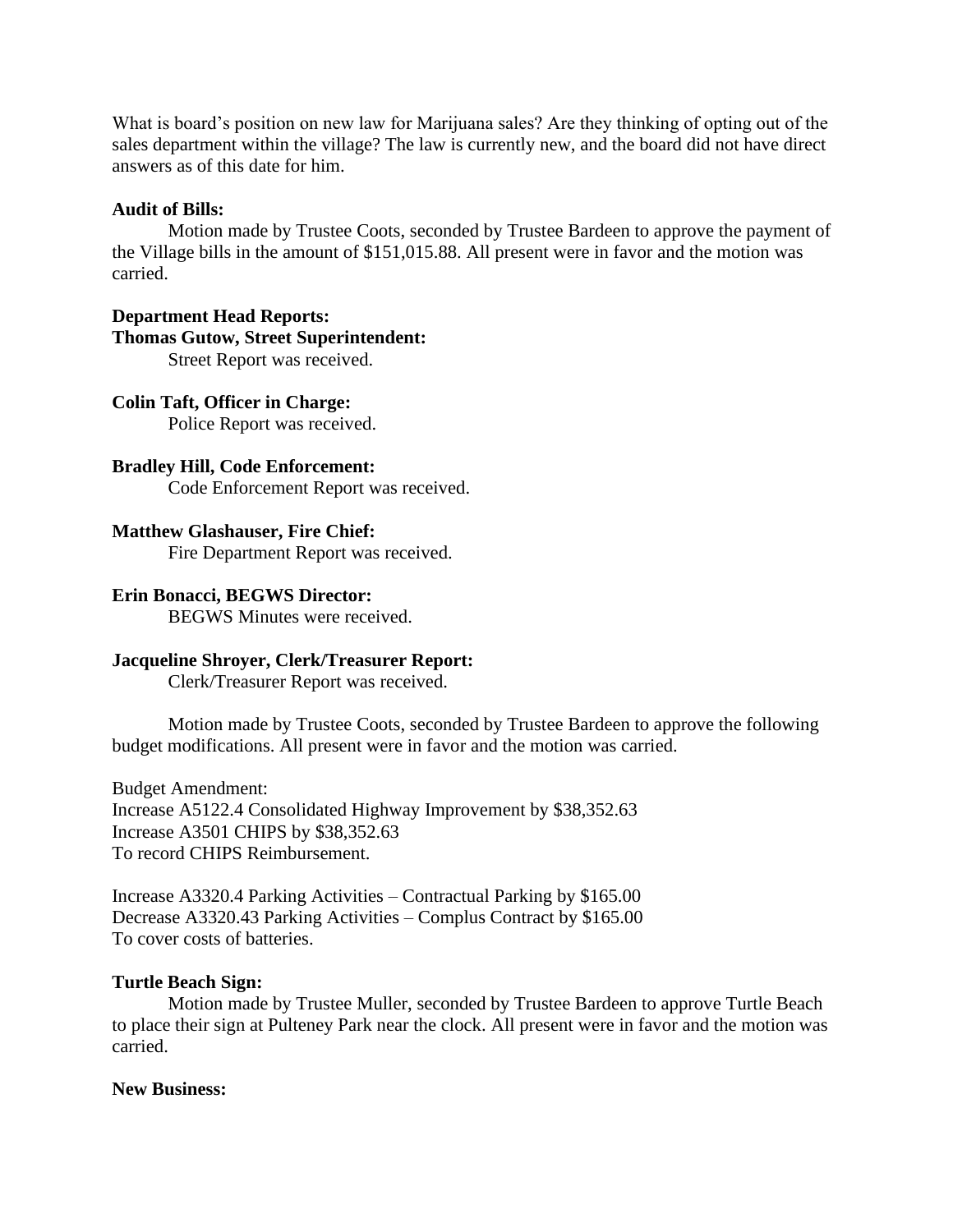What is board's position on new law for Marijuana sales? Are they thinking of opting out of the sales department within the village? The law is currently new, and the board did not have direct answers as of this date for him.

**Audit of Bills:**

Motion made by Trustee Coots, seconded by Trustee Bardeen to approve the payment of the Village bills in the amount of $151,015.88. All present were in favor and the motion was carried.

**Department Head Reports:**

**Thomas Gutow, Street Superintendent:**

Street Report was received.

**Colin Taft, Officer in Charge:**

Police Report was received.

**Bradley Hill, Code Enforcement:**

Code Enforcement Report was received.

**Matthew Glashauser, Fire Chief:**

Fire Department Report was received.

**Erin Bonacci, BEGWS Director:**

BEGWS Minutes were received.

**Jacqueline Shroyer, Clerk/Treasurer Report:**

Clerk/Treasurer Report was received.

Motion made by Trustee Coots, seconded by Trustee Bardeen to approve the following budget modifications. All present were in favor and the motion was carried.

Budget Amendment:
Increase A5122.4 Consolidated Highway Improvement by $38,352.63
Increase A3501 CHIPS by $38,352.63
To record CHIPS Reimbursement.

Increase A3320.4 Parking Activities – Contractual Parking by $165.00
Decrease A3320.43 Parking Activities – Complus Contract by $165.00
To cover costs of batteries.

**Turtle Beach Sign:**

Motion made by Trustee Muller, seconded by Trustee Bardeen to approve Turtle Beach to place their sign at Pulteney Park near the clock. All present were in favor and the motion was carried.

**New Business:**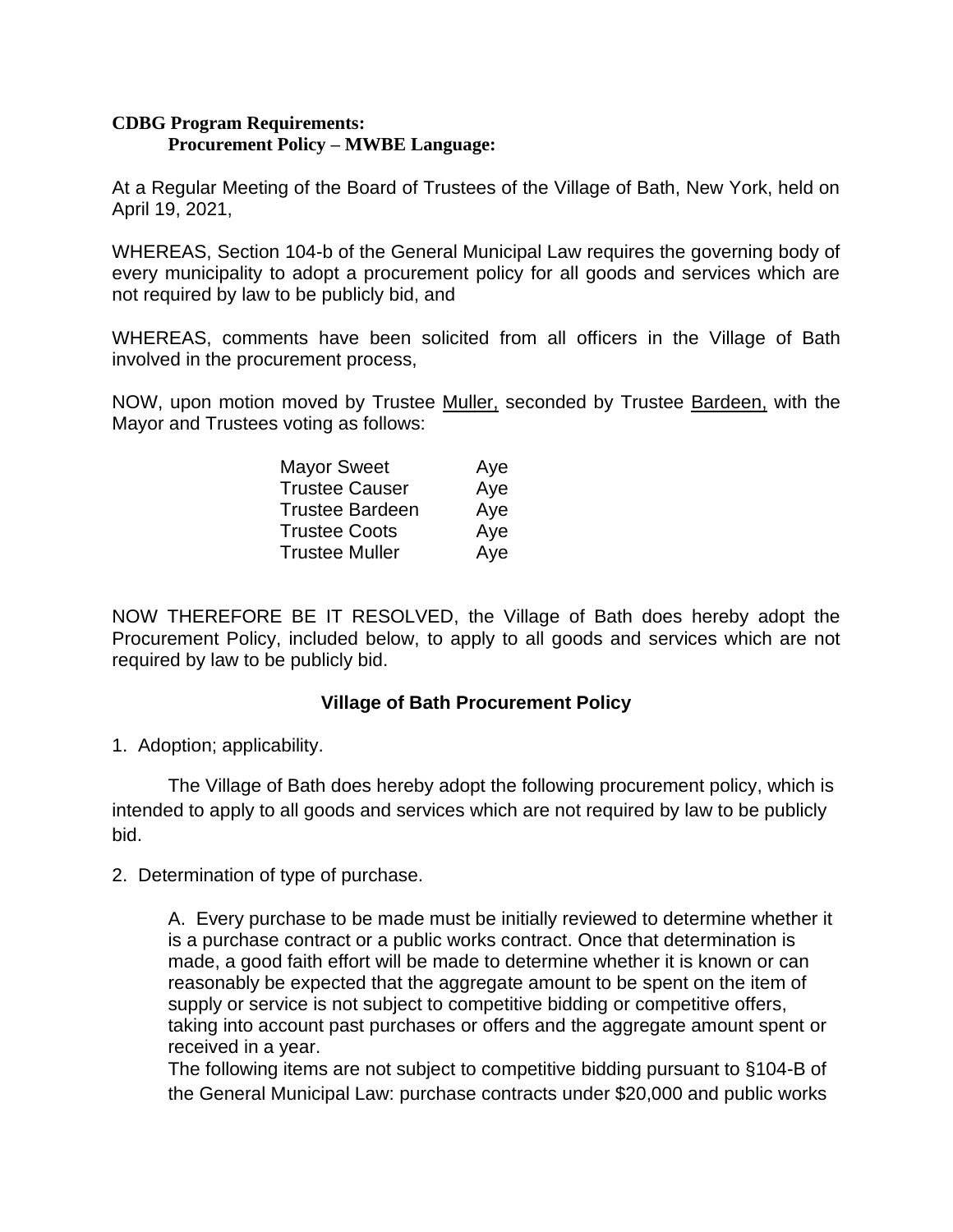**CDBG Program Requirements:**
**Procurement Policy – MWBE Language:**

At a Regular Meeting of the Board of Trustees of the Village of Bath, New York, held on April 19, 2021,

WHEREAS, Section 104-b of the General Municipal Law requires the governing body of every municipality to adopt a procurement policy for all goods and services which are not required by law to be publicly bid, and

WHEREAS, comments have been solicited from all officers in the Village of Bath involved in the procurement process,

NOW, upon motion moved by Trustee Muller, seconded by Trustee Bardeen, with the Mayor and Trustees voting as follows:

| | |
|---|---|
| Mayor Sweet | Aye |
| Trustee Causer | Aye |
| Trustee Bardeen | Aye |
| Trustee Coots | Aye |
| Trustee Muller | Aye |

NOW THEREFORE BE IT RESOLVED, the Village of Bath does hereby adopt the Procurement Policy, included below, to apply to all goods and services which are not required by law to be publicly bid.

### Village of Bath Procurement Policy

1. Adoption; applicability.

The Village of Bath does hereby adopt the following procurement policy, which is intended to apply to all goods and services which are not required by law to be publicly bid.

2. Determination of type of purchase.

A. Every purchase to be made must be initially reviewed to determine whether it is a purchase contract or a public works contract. Once that determination is made, a good faith effort will be made to determine whether it is known or can reasonably be expected that the aggregate amount to be spent on the item of supply or service is not subject to competitive bidding or competitive offers, taking into account past purchases or offers and the aggregate amount spent or received in a year.
The following items are not subject to competitive bidding pursuant to §104-B of the General Municipal Law: purchase contracts under $20,000 and public works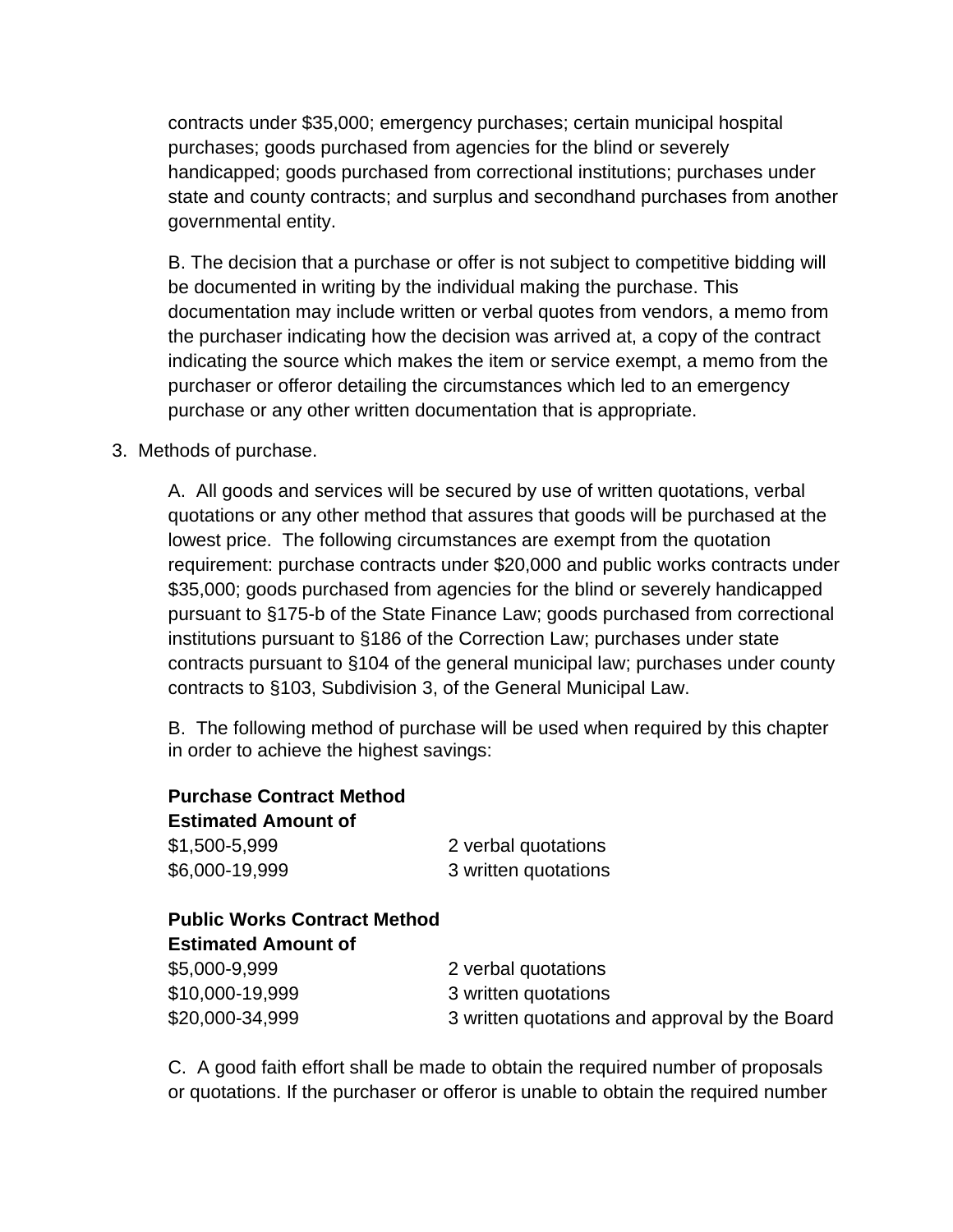contracts under $35,000; emergency purchases; certain municipal hospital purchases; goods purchased from agencies for the blind or severely handicapped; goods purchased from correctional institutions; purchases under state and county contracts; and surplus and secondhand purchases from another governmental entity.

B. The decision that a purchase or offer is not subject to competitive bidding will be documented in writing by the individual making the purchase. This documentation may include written or verbal quotes from vendors, a memo from the purchaser indicating how the decision was arrived at, a copy of the contract indicating the source which makes the item or service exempt, a memo from the purchaser or offeror detailing the circumstances which led to an emergency purchase or any other written documentation that is appropriate.

3. Methods of purchase.

A. All goods and services will be secured by use of written quotations, verbal quotations or any other method that assures that goods will be purchased at the lowest price. The following circumstances are exempt from the quotation requirement: purchase contracts under $20,000 and public works contracts under $35,000; goods purchased from agencies for the blind or severely handicapped pursuant to §175-b of the State Finance Law; goods purchased from correctional institutions pursuant to §186 of the Correction Law; purchases under state contracts pursuant to §104 of the general municipal law; purchases under county contracts to §103, Subdivision 3, of the General Municipal Law.

B. The following method of purchase will be used when required by this chapter in order to achieve the highest savings:

| **Purchase Contract Method**<br>**Estimated Amount of** | |
|---|---|
| $1,500-5,999 | 2 verbal quotations |
| $6,000-19,999 | 3 written quotations |

| **Public Works Contract Method**<br>**Estimated Amount of** | |
|---|---|
| $5,000-9,999 | 2 verbal quotations |
| $10,000-19,999 | 3 written quotations |
| $20,000-34,999 | 3 written quotations and approval by the Board |

C. A good faith effort shall be made to obtain the required number of proposals or quotations. If the purchaser or offeror is unable to obtain the required number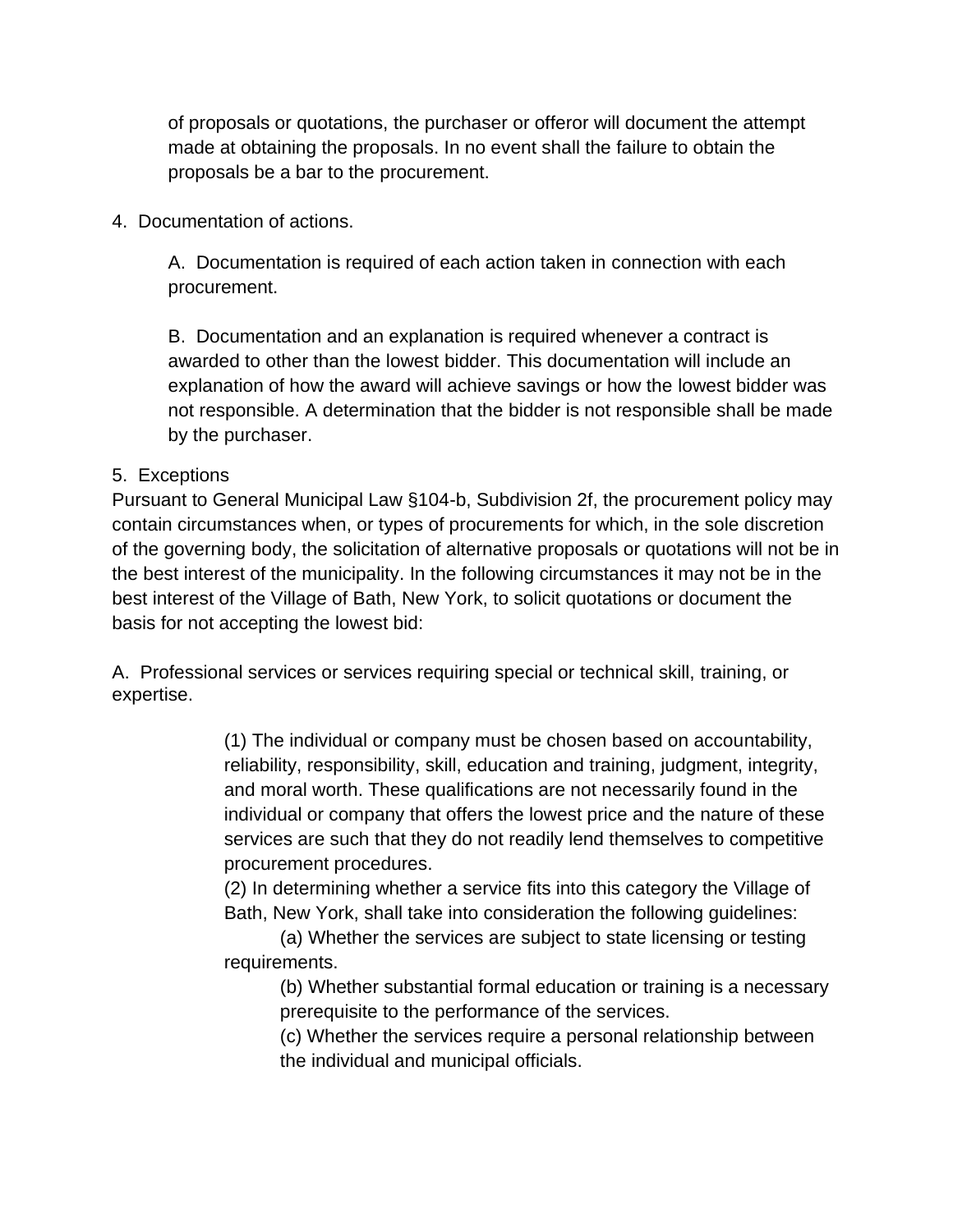of proposals or quotations, the purchaser or offeror will document the attempt made at obtaining the proposals. In no event shall the failure to obtain the proposals be a bar to the procurement.

4. Documentation of actions.

   A. Documentation is required of each action taken in connection with each procurement.

   B. Documentation and an explanation is required whenever a contract is awarded to other than the lowest bidder. This documentation will include an explanation of how the award will achieve savings or how the lowest bidder was not responsible. A determination that the bidder is not responsible shall be made by the purchaser.

5. Exceptions

Pursuant to General Municipal Law §104-b, Subdivision 2f, the procurement policy may contain circumstances when, or types of procurements for which, in the sole discretion of the governing body, the solicitation of alternative proposals or quotations will not be in the best interest of the municipality. In the following circumstances it may not be in the best interest of the Village of Bath, New York, to solicit quotations or document the basis for not accepting the lowest bid:

A. Professional services or services requiring special or technical skill, training, or expertise.

(1) The individual or company must be chosen based on accountability, reliability, responsibility, skill, education and training, judgment, integrity, and moral worth. These qualifications are not necessarily found in the individual or company that offers the lowest price and the nature of these services are such that they do not readily lend themselves to competitive procurement procedures.

(2) In determining whether a service fits into this category the Village of Bath, New York, shall take into consideration the following guidelines:

(a) Whether the services are subject to state licensing or testing requirements.

(b) Whether substantial formal education or training is a necessary prerequisite to the performance of the services.

(c) Whether the services require a personal relationship between the individual and municipal officials.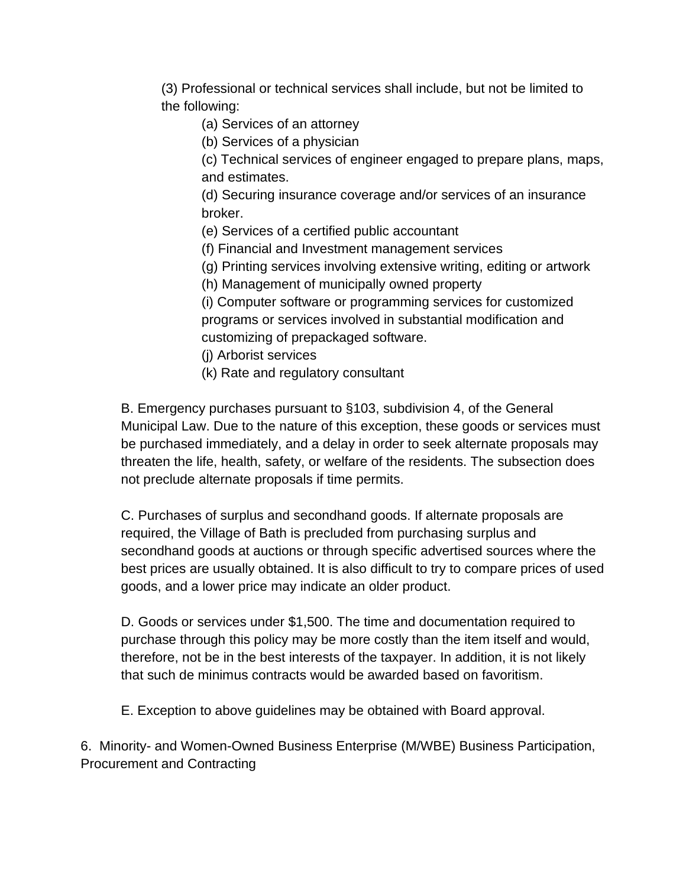(3) Professional or technical services shall include, but not be limited to the following:

- (a) Services of an attorney
- (b) Services of a physician
- (c) Technical services of engineer engaged to prepare plans, maps, and estimates.
- (d) Securing insurance coverage and/or services of an insurance broker.
- (e) Services of a certified public accountant
- (f) Financial and Investment management services
- (g) Printing services involving extensive writing, editing or artwork
- (h) Management of municipally owned property
- (i) Computer software or programming services for customized programs or services involved in substantial modification and customizing of prepackaged software.
- (j) Arborist services
- (k) Rate and regulatory consultant

B. Emergency purchases pursuant to §103, subdivision 4, of the General Municipal Law. Due to the nature of this exception, these goods or services must be purchased immediately, and a delay in order to seek alternate proposals may threaten the life, health, safety, or welfare of the residents. The subsection does not preclude alternate proposals if time permits.

C. Purchases of surplus and secondhand goods. If alternate proposals are required, the Village of Bath is precluded from purchasing surplus and secondhand goods at auctions or through specific advertised sources where the best prices are usually obtained. It is also difficult to try to compare prices of used goods, and a lower price may indicate an older product.

D. Goods or services under $1,500. The time and documentation required to purchase through this policy may be more costly than the item itself and would, therefore, not be in the best interests of the taxpayer. In addition, it is not likely that such de minimus contracts would be awarded based on favoritism.

E. Exception to above guidelines may be obtained with Board approval.

6. Minority- and Women-Owned Business Enterprise (M/WBE) Business Participation, Procurement and Contracting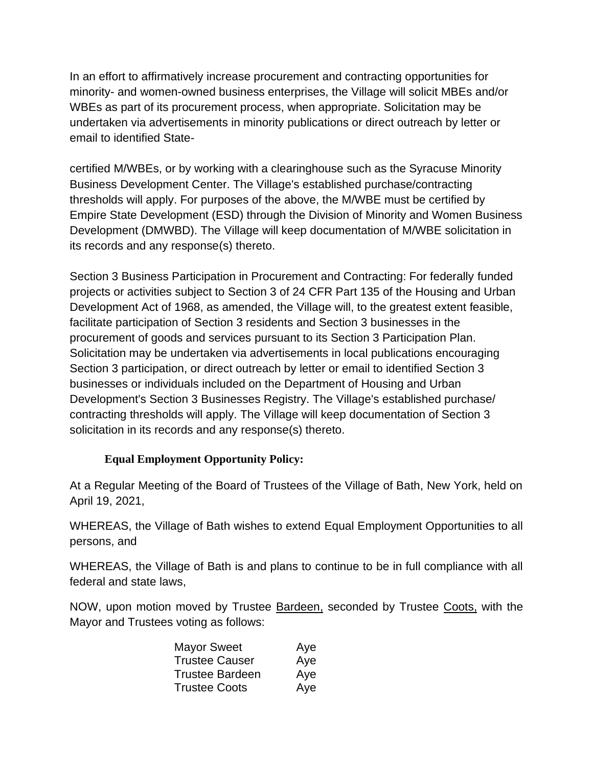In an effort to affirmatively increase procurement and contracting opportunities for minority- and women-owned business enterprises, the Village will solicit MBEs and/or WBEs as part of its procurement process, when appropriate. Solicitation may be undertaken via advertisements in minority publications or direct outreach by letter or email to identified State-

certified M/WBEs, or by working with a clearinghouse such as the Syracuse Minority Business Development Center. The Village's established purchase/contracting thresholds will apply. For purposes of the above, the M/WBE must be certified by Empire State Development (ESD) through the Division of Minority and Women Business Development (DMWBD). The Village will keep documentation of M/WBE solicitation in its records and any response(s) thereto.

Section 3 Business Participation in Procurement and Contracting: For federally funded projects or activities subject to Section 3 of 24 CFR Part 135 of the Housing and Urban Development Act of 1968, as amended, the Village will, to the greatest extent feasible, facilitate participation of Section 3 residents and Section 3 businesses in the procurement of goods and services pursuant to its Section 3 Participation Plan. Solicitation may be undertaken via advertisements in local publications encouraging Section 3 participation, or direct outreach by letter or email to identified Section 3 businesses or individuals included on the Department of Housing and Urban Development's Section 3 Businesses Registry. The Village's established purchase/ contracting thresholds will apply. The Village will keep documentation of Section 3 solicitation in its records and any response(s) thereto.

**Equal Employment Opportunity Policy:**

At a Regular Meeting of the Board of Trustees of the Village of Bath, New York, held on April 19, 2021,

WHEREAS, the Village of Bath wishes to extend Equal Employment Opportunities to all persons, and

WHEREAS, the Village of Bath is and plans to continue to be in full compliance with all federal and state laws,

NOW, upon motion moved by Trustee Bardeen, seconded by Trustee Coots, with the Mayor and Trustees voting as follows:

| | |
|---|---|
| Mayor Sweet | Aye |
| Trustee Causer | Aye |
| Trustee Bardeen | Aye |
| Trustee Coots | Aye |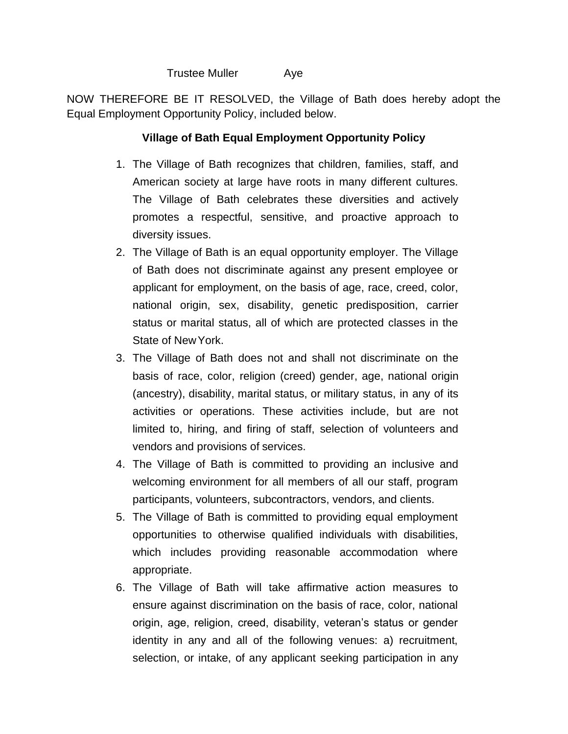Trustee Muller Aye

NOW THEREFORE BE IT RESOLVED, the Village of Bath does hereby adopt the Equal Employment Opportunity Policy, included below.

**Village of Bath Equal Employment Opportunity Policy**

1. The Village of Bath recognizes that children, families, staff, and American society at large have roots in many different cultures. The Village of Bath celebrates these diversities and actively promotes a respectful, sensitive, and proactive approach to diversity issues.
2. The Village of Bath is an equal opportunity employer. The Village of Bath does not discriminate against any present employee or applicant for employment, on the basis of age, race, creed, color, national origin, sex, disability, genetic predisposition, carrier status or marital status, all of which are protected classes in the State of New York.
3. The Village of Bath does not and shall not discriminate on the basis of race, color, religion (creed) gender, age, national origin (ancestry), disability, marital status, or military status, in any of its activities or operations. These activities include, but are not limited to, hiring, and firing of staff, selection of volunteers and vendors and provisions of services.
4. The Village of Bath is committed to providing an inclusive and welcoming environment for all members of all our staff, program participants, volunteers, subcontractors, vendors, and clients.
5. The Village of Bath is committed to providing equal employment opportunities to otherwise qualified individuals with disabilities, which includes providing reasonable accommodation where appropriate.
6. The Village of Bath will take affirmative action measures to ensure against discrimination on the basis of race, color, national origin, age, religion, creed, disability, veteran's status or gender identity in any and all of the following venues: a) recruitment, selection, or intake, of any applicant seeking participation in any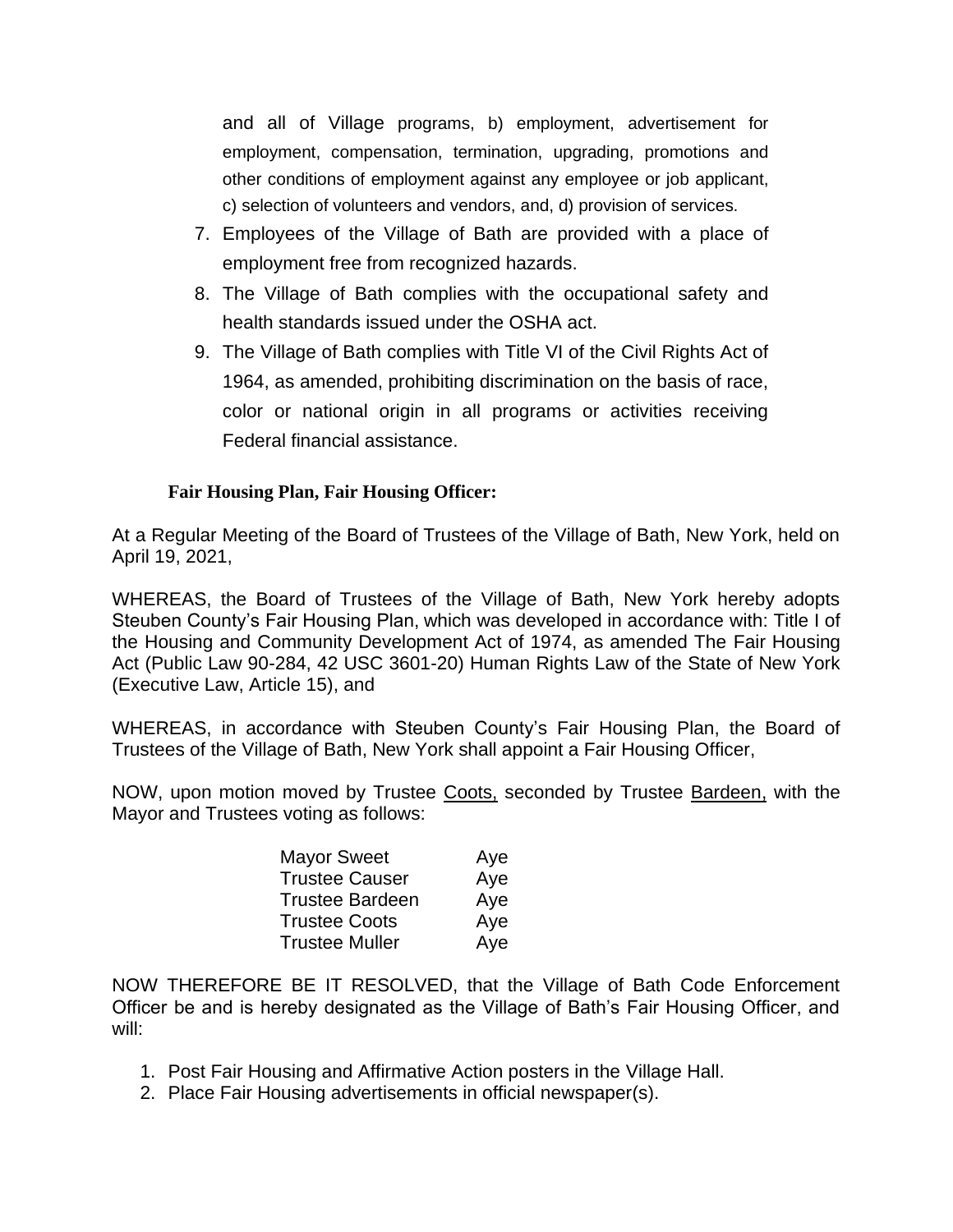and all of Village programs, b) employment, advertisement for employment, compensation, termination, upgrading, promotions and other conditions of employment against any employee or job applicant, c) selection of volunteers and vendors, and, d) provision of services.

7. Employees of the Village of Bath are provided with a place of employment free from recognized hazards.
8. The Village of Bath complies with the occupational safety and health standards issued under the OSHA act.
9. The Village of Bath complies with Title VI of the Civil Rights Act of 1964, as amended, prohibiting discrimination on the basis of race, color or national origin in all programs or activities receiving Federal financial assistance.

**Fair Housing Plan, Fair Housing Officer:**

At a Regular Meeting of the Board of Trustees of the Village of Bath, New York, held on April 19, 2021,

WHEREAS, the Board of Trustees of the Village of Bath, New York hereby adopts Steuben County's Fair Housing Plan, which was developed in accordance with: Title I of the Housing and Community Development Act of 1974, as amended The Fair Housing Act (Public Law 90-284, 42 USC 3601-20) Human Rights Law of the State of New York (Executive Law, Article 15), and

WHEREAS, in accordance with Steuben County's Fair Housing Plan, the Board of Trustees of the Village of Bath, New York shall appoint a Fair Housing Officer,

NOW, upon motion moved by Trustee Coots, seconded by Trustee Bardeen, with the Mayor and Trustees voting as follows:

| | |
|---|---|
| Mayor Sweet | Aye |
| Trustee Causer | Aye |
| Trustee Bardeen | Aye |
| Trustee Coots | Aye |
| Trustee Muller | Aye |

NOW THEREFORE BE IT RESOLVED, that the Village of Bath Code Enforcement Officer be and is hereby designated as the Village of Bath's Fair Housing Officer, and will:

1. Post Fair Housing and Affirmative Action posters in the Village Hall.
2. Place Fair Housing advertisements in official newspaper(s).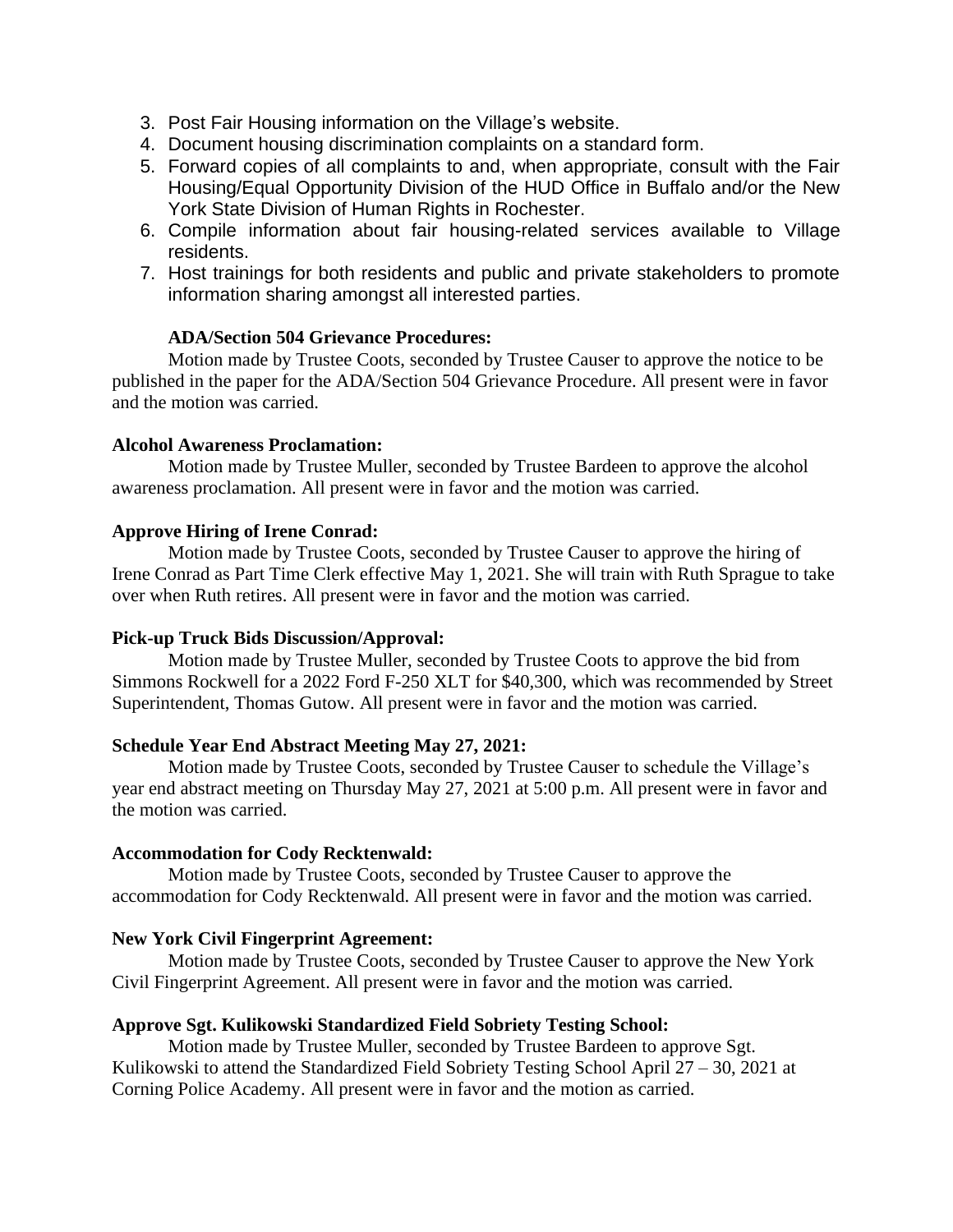3. Post Fair Housing information on the Village's website.
4. Document housing discrimination complaints on a standard form.
5. Forward copies of all complaints to and, when appropriate, consult with the Fair Housing/Equal Opportunity Division of the HUD Office in Buffalo and/or the New York State Division of Human Rights in Rochester.
6. Compile information about fair housing-related services available to Village residents.
7. Host trainings for both residents and public and private stakeholders to promote information sharing amongst all interested parties.

**ADA/Section 504 Grievance Procedures:**

Motion made by Trustee Coots, seconded by Trustee Causer to approve the notice to be published in the paper for the ADA/Section 504 Grievance Procedure. All present were in favor and the motion was carried.

**Alcohol Awareness Proclamation:**

Motion made by Trustee Muller, seconded by Trustee Bardeen to approve the alcohol awareness proclamation. All present were in favor and the motion was carried.

**Approve Hiring of Irene Conrad:**

Motion made by Trustee Coots, seconded by Trustee Causer to approve the hiring of Irene Conrad as Part Time Clerk effective May 1, 2021. She will train with Ruth Sprague to take over when Ruth retires. All present were in favor and the motion was carried.

**Pick-up Truck Bids Discussion/Approval:**

Motion made by Trustee Muller, seconded by Trustee Coots to approve the bid from Simmons Rockwell for a 2022 Ford F-250 XLT for $40,300, which was recommended by Street Superintendent, Thomas Gutow. All present were in favor and the motion was carried.

**Schedule Year End Abstract Meeting May 27, 2021:**

Motion made by Trustee Coots, seconded by Trustee Causer to schedule the Village's year end abstract meeting on Thursday May 27, 2021 at 5:00 p.m. All present were in favor and the motion was carried.

**Accommodation for Cody Recktenwald:**

Motion made by Trustee Coots, seconded by Trustee Causer to approve the accommodation for Cody Recktenwald. All present were in favor and the motion was carried.

**New York Civil Fingerprint Agreement:**

Motion made by Trustee Coots, seconded by Trustee Causer to approve the New York Civil Fingerprint Agreement. All present were in favor and the motion was carried.

**Approve Sgt. Kulikowski Standardized Field Sobriety Testing School:**

Motion made by Trustee Muller, seconded by Trustee Bardeen to approve Sgt. Kulikowski to attend the Standardized Field Sobriety Testing School April 27 – 30, 2021 at Corning Police Academy. All present were in favor and the motion as carried.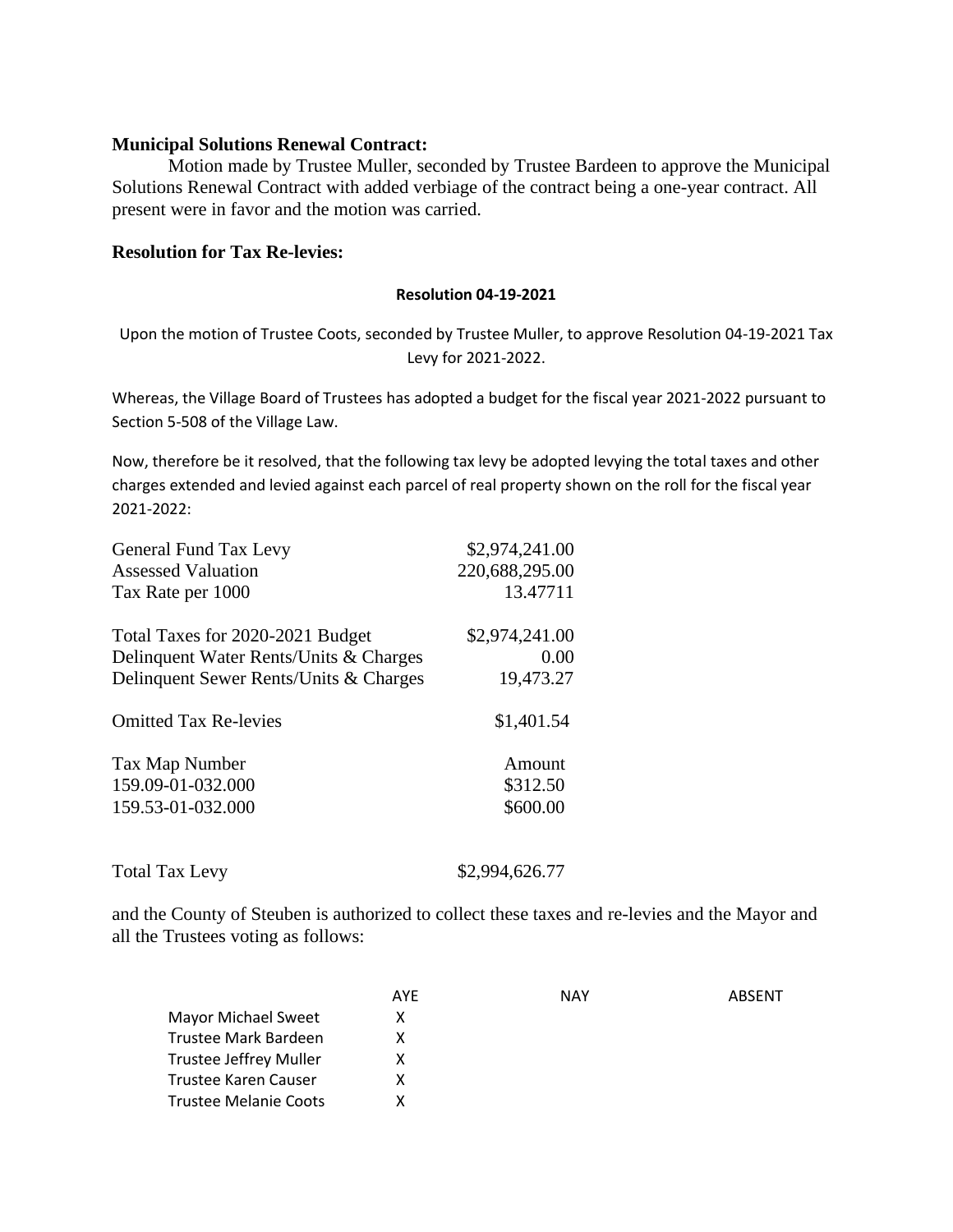**Municipal Solutions Renewal Contract:**

Motion made by Trustee Muller, seconded by Trustee Bardeen to approve the Municipal Solutions Renewal Contract with added verbiage of the contract being a one-year contract. All present were in favor and the motion was carried.

**Resolution for Tax Re-levies:**

**Resolution 04-19-2021**

Upon the motion of Trustee Coots, seconded by Trustee Muller, to approve Resolution 04-19-2021 Tax Levy for 2021-2022.

Whereas, the Village Board of Trustees has adopted a budget for the fiscal year 2021-2022 pursuant to Section 5-508 of the Village Law.

Now, therefore be it resolved, that the following tax levy be adopted levying the total taxes and other charges extended and levied against each parcel of real property shown on the roll for the fiscal year 2021-2022:

| | |
|---|---|
| General Fund Tax Levy | \$2,974,241.00 |
| Assessed Valuation | 220,688,295.00 |
| Tax Rate per 1000 | 13.47711 |
| | |
| Total Taxes for 2020-2021 Budget | \$2,974,241.00 |
| Delinquent Water Rents/Units & Charges | 0.00 |
| Delinquent Sewer Rents/Units & Charges | 19,473.27 |
| | |
| Omitted Tax Re-levies | \$1,401.54 |
| | |
| Tax Map Number | Amount |
| 159.09-01-032.000 | \$312.50 |
| 159.53-01-032.000 | \$600.00 |
| | |
| Total Tax Levy | \$2,994,626.77 |

and the County of Steuben is authorized to collect these taxes and re-levies and the Mayor and all the Trustees voting as follows:

| | AYE | NAY | ABSENT |
|---|---|---|---|
| Mayor Michael Sweet | X | | |
| Trustee Mark Bardeen | X | | |
| Trustee Jeffrey Muller | X | | |
| Trustee Karen Causer | X | | |
| Trustee Melanie Coots | X | | |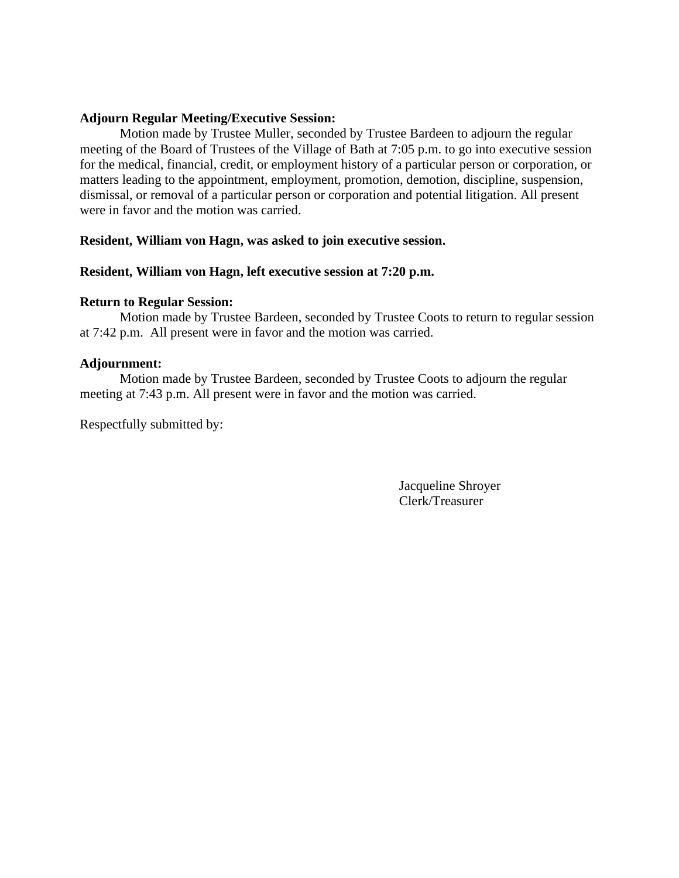**Adjourn Regular Meeting/Executive Session:**

Motion made by Trustee Muller, seconded by Trustee Bardeen to adjourn the regular meeting of the Board of Trustees of the Village of Bath at 7:05 p.m. to go into executive session for the medical, financial, credit, or employment history of a particular person or corporation, or matters leading to the appointment, employment, promotion, demotion, discipline, suspension, dismissal, or removal of a particular person or corporation and potential litigation. All present were in favor and the motion was carried.

**Resident, William von Hagn, was asked to join executive session.**

**Resident, William von Hagn, left executive session at 7:20 p.m.**

**Return to Regular Session:**

Motion made by Trustee Bardeen, seconded by Trustee Coots to return to regular session at 7:42 p.m. All present were in favor and the motion was carried.

**Adjournment:**

Motion made by Trustee Bardeen, seconded by Trustee Coots to adjourn the regular meeting at 7:43 p.m. All present were in favor and the motion was carried.

Respectfully submitted by:

Jacqueline Shroyer
Clerk/Treasurer